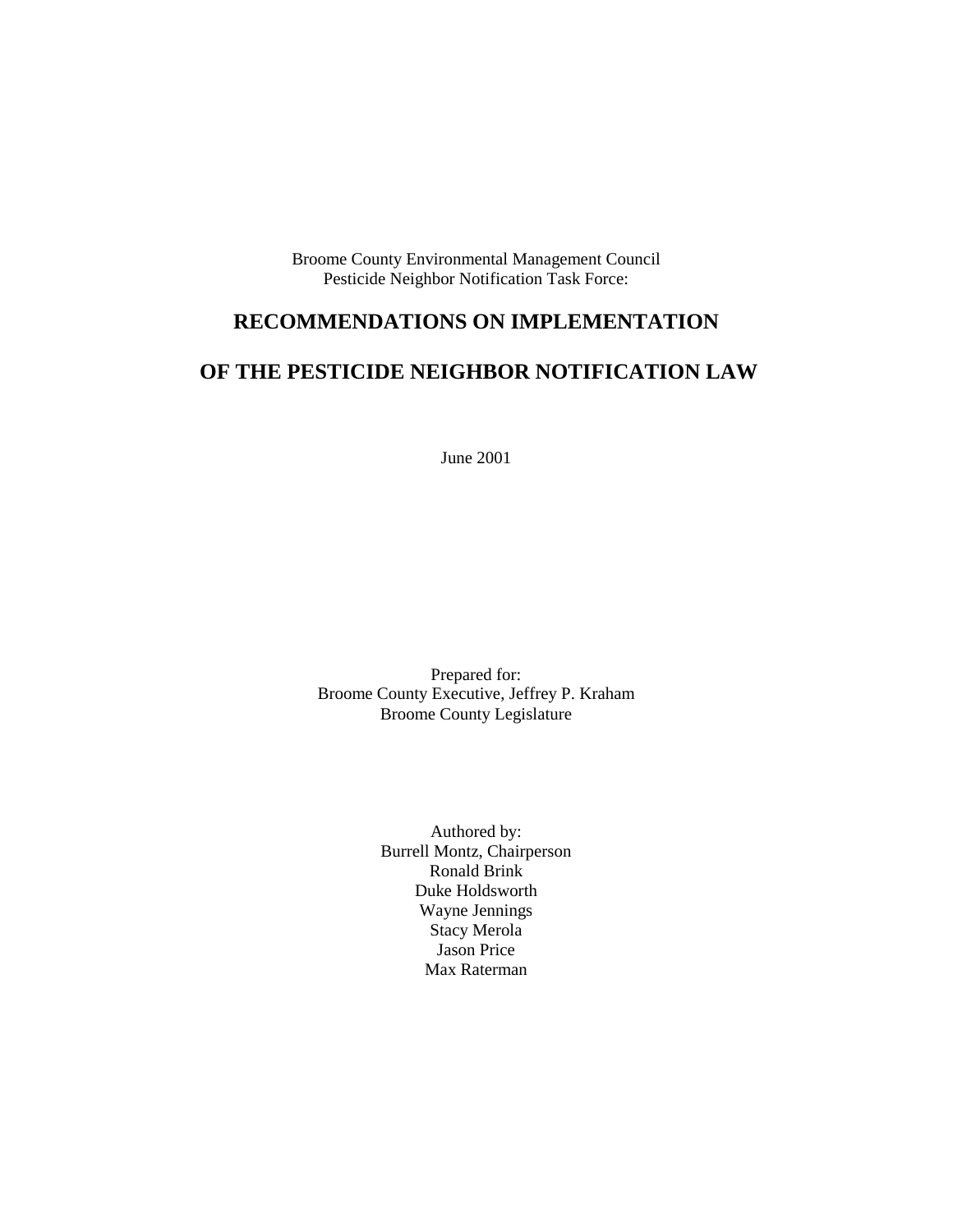Broome County Environmental Management Council
Pesticide Neighbor Notification Task Force:

# RECOMMENDATIONS ON IMPLEMENTATION

# OF THE PESTICIDE NEIGHBOR NOTIFICATION LAW

June 2001

Prepared for:
Broome County Executive, Jeffrey P. Kraham
Broome County Legislature

Authored by:
Burrell Montz, Chairperson
Ronald Brink
Duke Holdsworth
Wayne Jennings
Stacy Merola
Jason Price
Max Raterman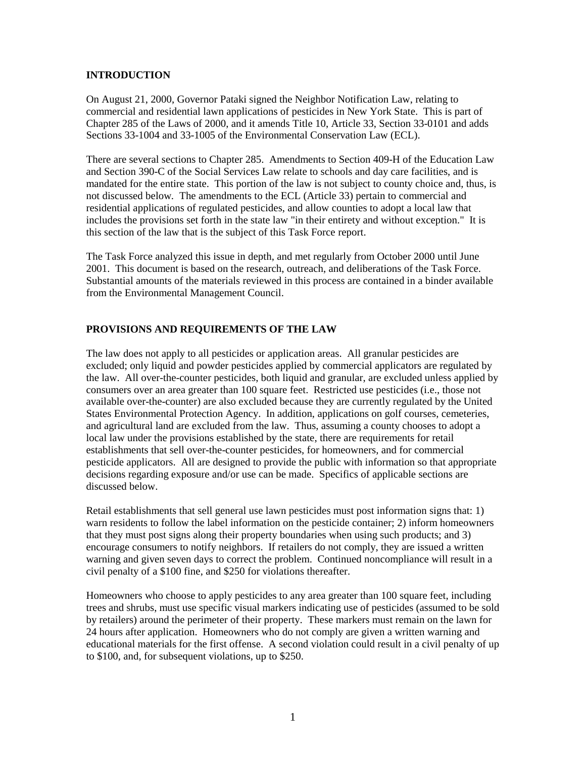## INTRODUCTION

On August 21, 2000, Governor Pataki signed the Neighbor Notification Law, relating to commercial and residential lawn applications of pesticides in New York State. This is part of Chapter 285 of the Laws of 2000, and it amends Title 10, Article 33, Section 33-0101 and adds Sections 33-1004 and 33-1005 of the Environmental Conservation Law (ECL).

There are several sections to Chapter 285. Amendments to Section 409-H of the Education Law and Section 390-C of the Social Services Law relate to schools and day care facilities, and is mandated for the entire state. This portion of the law is not subject to county choice and, thus, is not discussed below. The amendments to the ECL (Article 33) pertain to commercial and residential applications of regulated pesticides, and allow counties to adopt a local law that includes the provisions set forth in the state law "in their entirety and without exception." It is this section of the law that is the subject of this Task Force report.

The Task Force analyzed this issue in depth, and met regularly from October 2000 until June 2001. This document is based on the research, outreach, and deliberations of the Task Force. Substantial amounts of the materials reviewed in this process are contained in a binder available from the Environmental Management Council.

## PROVISIONS AND REQUIREMENTS OF THE LAW

The law does not apply to all pesticides or application areas. All granular pesticides are excluded; only liquid and powder pesticides applied by commercial applicators are regulated by the law. All over-the-counter pesticides, both liquid and granular, are excluded unless applied by consumers over an area greater than 100 square feet. Restricted use pesticides (i.e., those not available over-the-counter) are also excluded because they are currently regulated by the United States Environmental Protection Agency. In addition, applications on golf courses, cemeteries, and agricultural land are excluded from the law. Thus, assuming a county chooses to adopt a local law under the provisions established by the state, there are requirements for retail establishments that sell over-the-counter pesticides, for homeowners, and for commercial pesticide applicators. All are designed to provide the public with information so that appropriate decisions regarding exposure and/or use can be made. Specifics of applicable sections are discussed below.

Retail establishments that sell general use lawn pesticides must post information signs that: 1) warn residents to follow the label information on the pesticide container; 2) inform homeowners that they must post signs along their property boundaries when using such products; and 3) encourage consumers to notify neighbors. If retailers do not comply, they are issued a written warning and given seven days to correct the problem. Continued noncompliance will result in a civil penalty of a $100 fine, and $250 for violations thereafter.

Homeowners who choose to apply pesticides to any area greater than 100 square feet, including trees and shrubs, must use specific visual markers indicating use of pesticides (assumed to be sold by retailers) around the perimeter of their property. These markers must remain on the lawn for 24 hours after application. Homeowners who do not comply are given a written warning and educational materials for the first offense. A second violation could result in a civil penalty of up to $100, and, for subsequent violations, up to $250.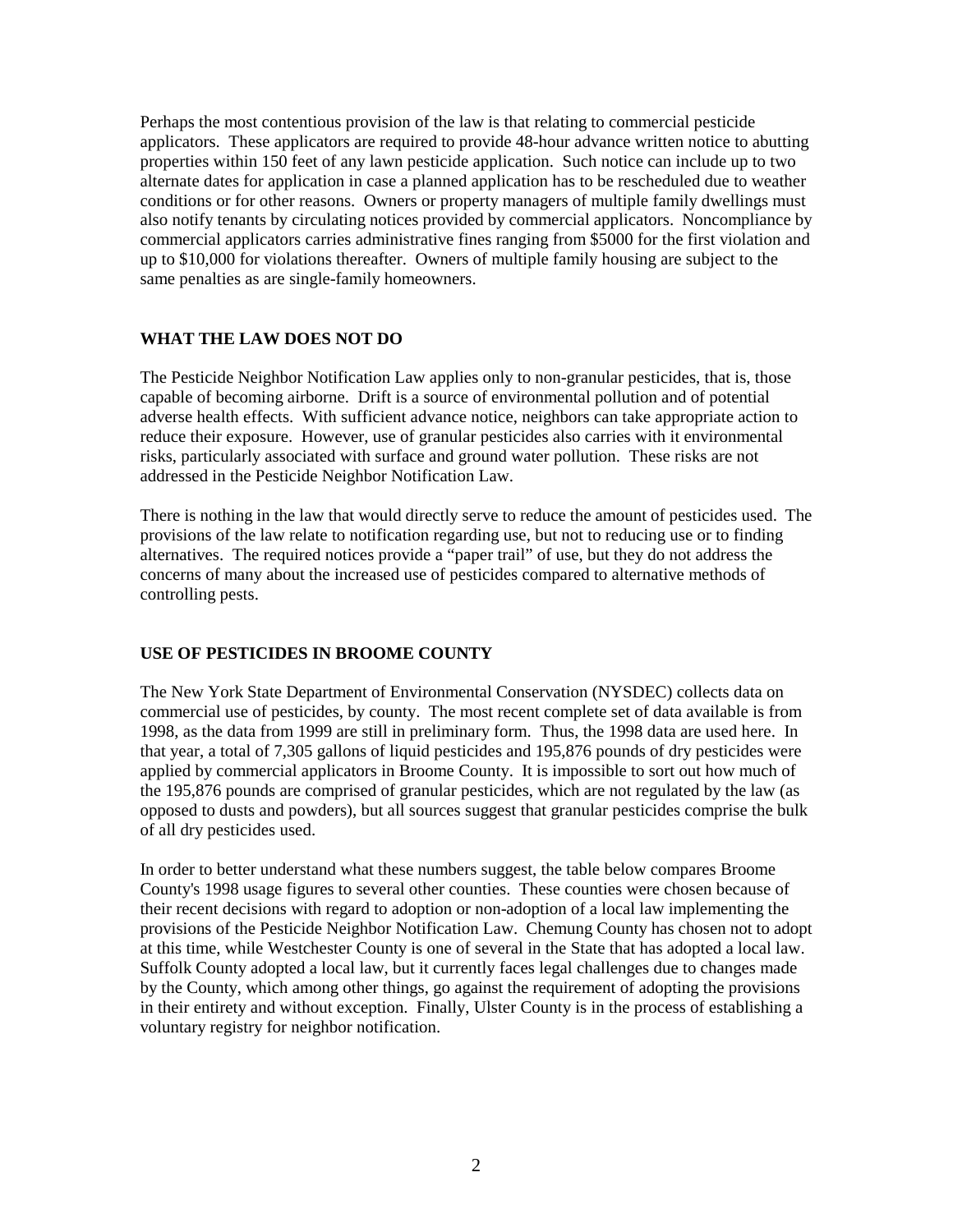Perhaps the most contentious provision of the law is that relating to commercial pesticide applicators. These applicators are required to provide 48-hour advance written notice to abutting properties within 150 feet of any lawn pesticide application. Such notice can include up to two alternate dates for application in case a planned application has to be rescheduled due to weather conditions or for other reasons. Owners or property managers of multiple family dwellings must also notify tenants by circulating notices provided by commercial applicators. Noncompliance by commercial applicators carries administrative fines ranging from $5000 for the first violation and up to $10,000 for violations thereafter. Owners of multiple family housing are subject to the same penalties as are single-family homeowners.

## WHAT THE LAW DOES NOT DO

The Pesticide Neighbor Notification Law applies only to non-granular pesticides, that is, those capable of becoming airborne. Drift is a source of environmental pollution and of potential adverse health effects. With sufficient advance notice, neighbors can take appropriate action to reduce their exposure. However, use of granular pesticides also carries with it environmental risks, particularly associated with surface and ground water pollution. These risks are not addressed in the Pesticide Neighbor Notification Law.

There is nothing in the law that would directly serve to reduce the amount of pesticides used. The provisions of the law relate to notification regarding use, but not to reducing use or to finding alternatives. The required notices provide a "paper trail" of use, but they do not address the concerns of many about the increased use of pesticides compared to alternative methods of controlling pests.

## USE OF PESTICIDES IN BROOME COUNTY

The New York State Department of Environmental Conservation (NYSDEC) collects data on commercial use of pesticides, by county. The most recent complete set of data available is from 1998, as the data from 1999 are still in preliminary form. Thus, the 1998 data are used here. In that year, a total of 7,305 gallons of liquid pesticides and 195,876 pounds of dry pesticides were applied by commercial applicators in Broome County. It is impossible to sort out how much of the 195,876 pounds are comprised of granular pesticides, which are not regulated by the law (as opposed to dusts and powders), but all sources suggest that granular pesticides comprise the bulk of all dry pesticides used.

In order to better understand what these numbers suggest, the table below compares Broome County's 1998 usage figures to several other counties. These counties were chosen because of their recent decisions with regard to adoption or non-adoption of a local law implementing the provisions of the Pesticide Neighbor Notification Law. Chemung County has chosen not to adopt at this time, while Westchester County is one of several in the State that has adopted a local law. Suffolk County adopted a local law, but it currently faces legal challenges due to changes made by the County, which among other things, go against the requirement of adopting the provisions in their entirety and without exception. Finally, Ulster County is in the process of establishing a voluntary registry for neighbor notification.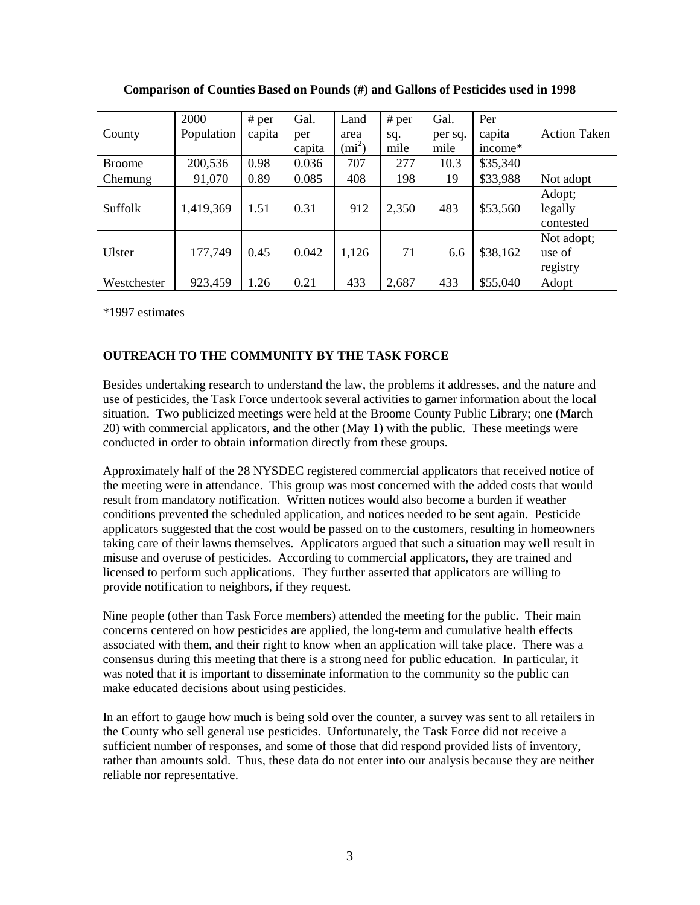**Comparison of Counties Based on Pounds (#) and Gallons of Pesticides used in 1998**

| County | 2000 Population | # per capita | Gal. per capita | Land area ($mi^2$) | # per sq. mile | Gal. per sq. mile | Per capita income* | Action Taken |
|---|---|---|---|---|---|---|---|---|
| Broome | 200,536 | 0.98 | 0.036 | 707 | 277 | 10.3 | $35,340 | |
| Chemung | 91,070 | 0.89 | 0.085 | 408 | 198 | 19 | $33,988 | Not adopt |
| Suffolk | 1,419,369 | 1.51 | 0.31 | 912 | 2,350 | 483 | $53,560 | Adopt; legally contested |
| Ulster | 177,749 | 0.45 | 0.042 | 1,126 | 71 | 6.6 | $38,162 | Not adopt; use of registry |
| Westchester | 923,459 | 1.26 | 0.21 | 433 | 2,687 | 433 | $55,040 | Adopt |

*1997 estimates

## OUTREACH TO THE COMMUNITY BY THE TASK FORCE

Besides undertaking research to understand the law, the problems it addresses, and the nature and use of pesticides, the Task Force undertook several activities to garner information about the local situation. Two publicized meetings were held at the Broome County Public Library; one (March 20) with commercial applicators, and the other (May 1) with the public. These meetings were conducted in order to obtain information directly from these groups.

Approximately half of the 28 NYSDEC registered commercial applicators that received notice of the meeting were in attendance. This group was most concerned with the added costs that would result from mandatory notification. Written notices would also become a burden if weather conditions prevented the scheduled application, and notices needed to be sent again. Pesticide applicators suggested that the cost would be passed on to the customers, resulting in homeowners taking care of their lawns themselves. Applicators argued that such a situation may well result in misuse and overuse of pesticides. According to commercial applicators, they are trained and licensed to perform such applications. They further asserted that applicators are willing to provide notification to neighbors, if they request.

Nine people (other than Task Force members) attended the meeting for the public. Their main concerns centered on how pesticides are applied, the long-term and cumulative health effects associated with them, and their right to know when an application will take place. There was a consensus during this meeting that there is a strong need for public education. In particular, it was noted that it is important to disseminate information to the community so the public can make educated decisions about using pesticides.

In an effort to gauge how much is being sold over the counter, a survey was sent to all retailers in the County who sell general use pesticides. Unfortunately, the Task Force did not receive a sufficient number of responses, and some of those that did respond provided lists of inventory, rather than amounts sold. Thus, these data do not enter into our analysis because they are neither reliable nor representative.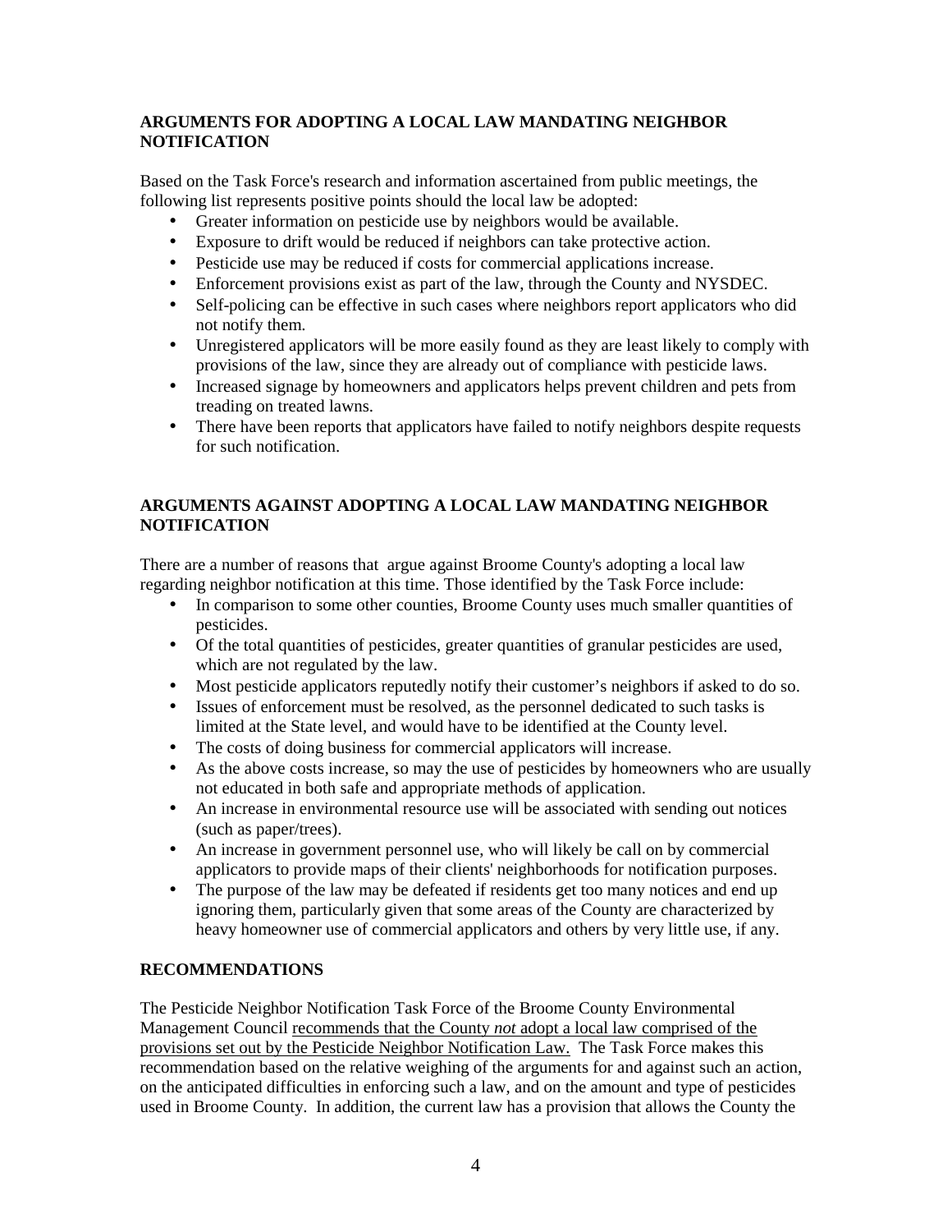### ARGUMENTS FOR ADOPTING A LOCAL LAW MANDATING NEIGHBOR NOTIFICATION

Based on the Task Force's research and information ascertained from public meetings, the following list represents positive points should the local law be adopted:

- Greater information on pesticide use by neighbors would be available.
- Exposure to drift would be reduced if neighbors can take protective action.
- Pesticide use may be reduced if costs for commercial applications increase.
- Enforcement provisions exist as part of the law, through the County and NYSDEC.
- Self-policing can be effective in such cases where neighbors report applicators who did not notify them.
- Unregistered applicators will be more easily found as they are least likely to comply with provisions of the law, since they are already out of compliance with pesticide laws.
- Increased signage by homeowners and applicators helps prevent children and pets from treading on treated lawns.
- There have been reports that applicators have failed to notify neighbors despite requests for such notification.

### ARGUMENTS AGAINST ADOPTING A LOCAL LAW MANDATING NEIGHBOR NOTIFICATION

There are a number of reasons that argue against Broome County's adopting a local law regarding neighbor notification at this time. Those identified by the Task Force include:

- In comparison to some other counties, Broome County uses much smaller quantities of pesticides.
- Of the total quantities of pesticides, greater quantities of granular pesticides are used, which are not regulated by the law.
- Most pesticide applicators reputedly notify their customer's neighbors if asked to do so.
- Issues of enforcement must be resolved, as the personnel dedicated to such tasks is limited at the State level, and would have to be identified at the County level.
- The costs of doing business for commercial applicators will increase.
- As the above costs increase, so may the use of pesticides by homeowners who are usually not educated in both safe and appropriate methods of application.
- An increase in environmental resource use will be associated with sending out notices (such as paper/trees).
- An increase in government personnel use, who will likely be call on by commercial applicators to provide maps of their clients' neighborhoods for notification purposes.
- The purpose of the law may be defeated if residents get too many notices and end up ignoring them, particularly given that some areas of the County are characterized by heavy homeowner use of commercial applicators and others by very little use, if any.

### RECOMMENDATIONS

The Pesticide Neighbor Notification Task Force of the Broome County Environmental Management Council recommends that the County *not* adopt a local law comprised of the provisions set out by the Pesticide Neighbor Notification Law. The Task Force makes this recommendation based on the relative weighing of the arguments for and against such an action, on the anticipated difficulties in enforcing such a law, and on the amount and type of pesticides used in Broome County. In addition, the current law has a provision that allows the County the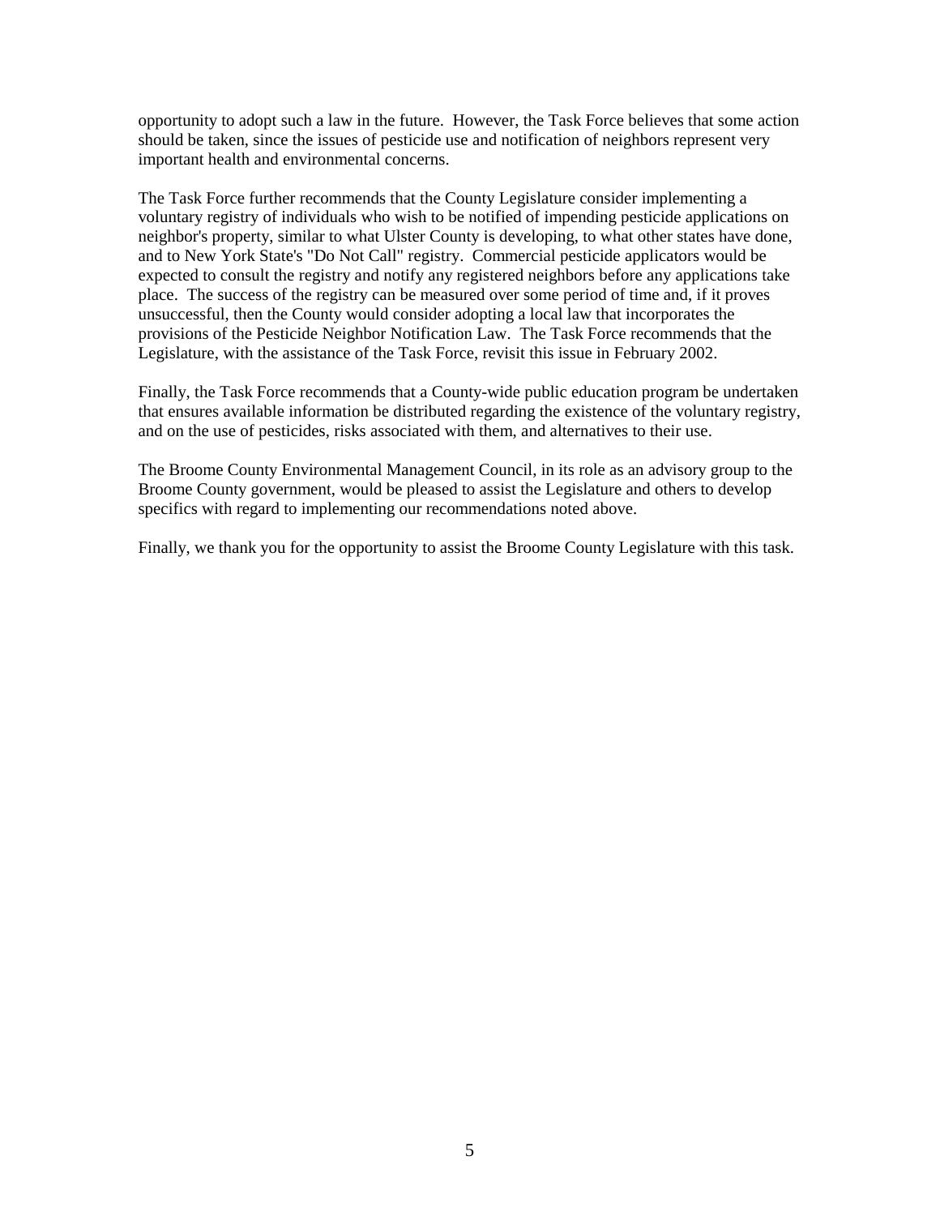opportunity to adopt such a law in the future. However, the Task Force believes that some action should be taken, since the issues of pesticide use and notification of neighbors represent very important health and environmental concerns.

The Task Force further recommends that the County Legislature consider implementing a voluntary registry of individuals who wish to be notified of impending pesticide applications on neighbor's property, similar to what Ulster County is developing, to what other states have done, and to New York State's "Do Not Call" registry. Commercial pesticide applicators would be expected to consult the registry and notify any registered neighbors before any applications take place. The success of the registry can be measured over some period of time and, if it proves unsuccessful, then the County would consider adopting a local law that incorporates the provisions of the Pesticide Neighbor Notification Law. The Task Force recommends that the Legislature, with the assistance of the Task Force, revisit this issue in February 2002.

Finally, the Task Force recommends that a County-wide public education program be undertaken that ensures available information be distributed regarding the existence of the voluntary registry, and on the use of pesticides, risks associated with them, and alternatives to their use.

The Broome County Environmental Management Council, in its role as an advisory group to the Broome County government, would be pleased to assist the Legislature and others to develop specifics with regard to implementing our recommendations noted above.

Finally, we thank you for the opportunity to assist the Broome County Legislature with this task.